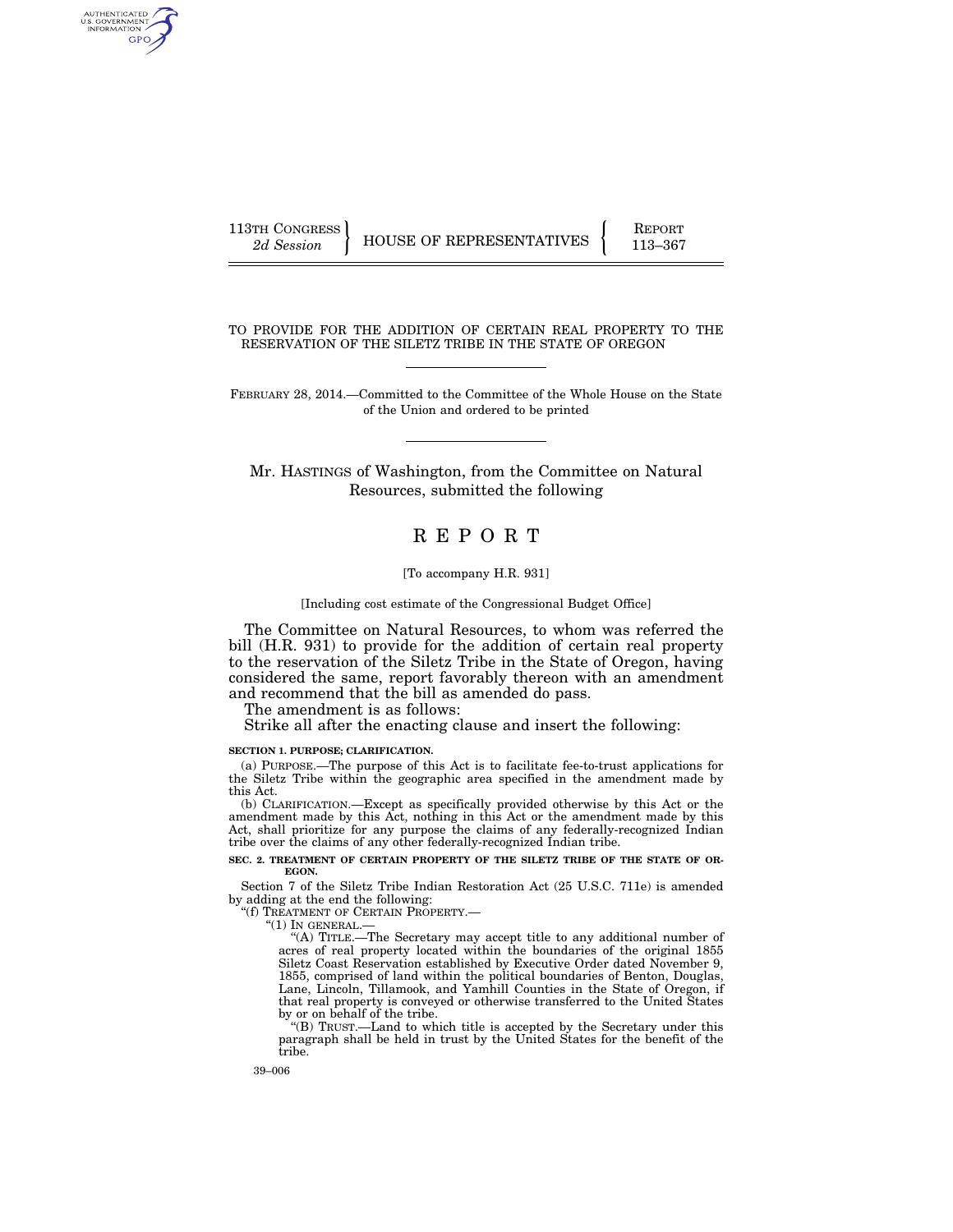113TH CONGRESS
*2d Session*

HOUSE OF REPRESENTATIVES

REPORT
113–367

# TO PROVIDE FOR THE ADDITION OF CERTAIN REAL PROPERTY TO THE RESERVATION OF THE SILETZ TRIBE IN THE STATE OF OREGON

FEBRUARY 28, 2014.—Committed to the Committee of the Whole House on the State of the Union and ordered to be printed

Mr. HASTINGS of Washington, from the Committee on Natural Resources, submitted the following

# R E P O R T

[To accompany H.R. 931]

[Including cost estimate of the Congressional Budget Office]

The Committee on Natural Resources, to whom was referred the bill (H.R. 931) to provide for the addition of certain real property to the reservation of the Siletz Tribe in the State of Oregon, having considered the same, report favorably thereon with an amendment and recommend that the bill as amended do pass.

The amendment is as follows:

Strike all after the enacting clause and insert the following:

**SECTION 1. PURPOSE; CLARIFICATION.**

(a) PURPOSE.—The purpose of this Act is to facilitate fee-to-trust applications for the Siletz Tribe within the geographic area specified in the amendment made by this Act.

(b) CLARIFICATION.—Except as specifically provided otherwise by this Act or the amendment made by this Act, nothing in this Act or the amendment made by this Act, shall prioritize for any purpose the claims of any federally-recognized Indian tribe over the claims of any other federally-recognized Indian tribe.

**SEC. 2. TREATMENT OF CERTAIN PROPERTY OF THE SILETZ TRIBE OF THE STATE OF OREGON.**

Section 7 of the Siletz Tribe Indian Restoration Act (25 U.S.C. 711e) is amended by adding at the end the following:

"(f) TREATMENT OF CERTAIN PROPERTY.—

"(1) IN GENERAL.—

"(A) TITLE.—The Secretary may accept title to any additional number of acres of real property located within the boundaries of the original 1855 Siletz Coast Reservation established by Executive Order dated November 9, 1855, comprised of land within the political boundaries of Benton, Douglas, Lane, Lincoln, Tillamook, and Yamhill Counties in the State of Oregon, if that real property is conveyed or otherwise transferred to the United States by or on behalf of the tribe.

"(B) TRUST.—Land to which title is accepted by the Secretary under this paragraph shall be held in trust by the United States for the benefit of the tribe.

39–006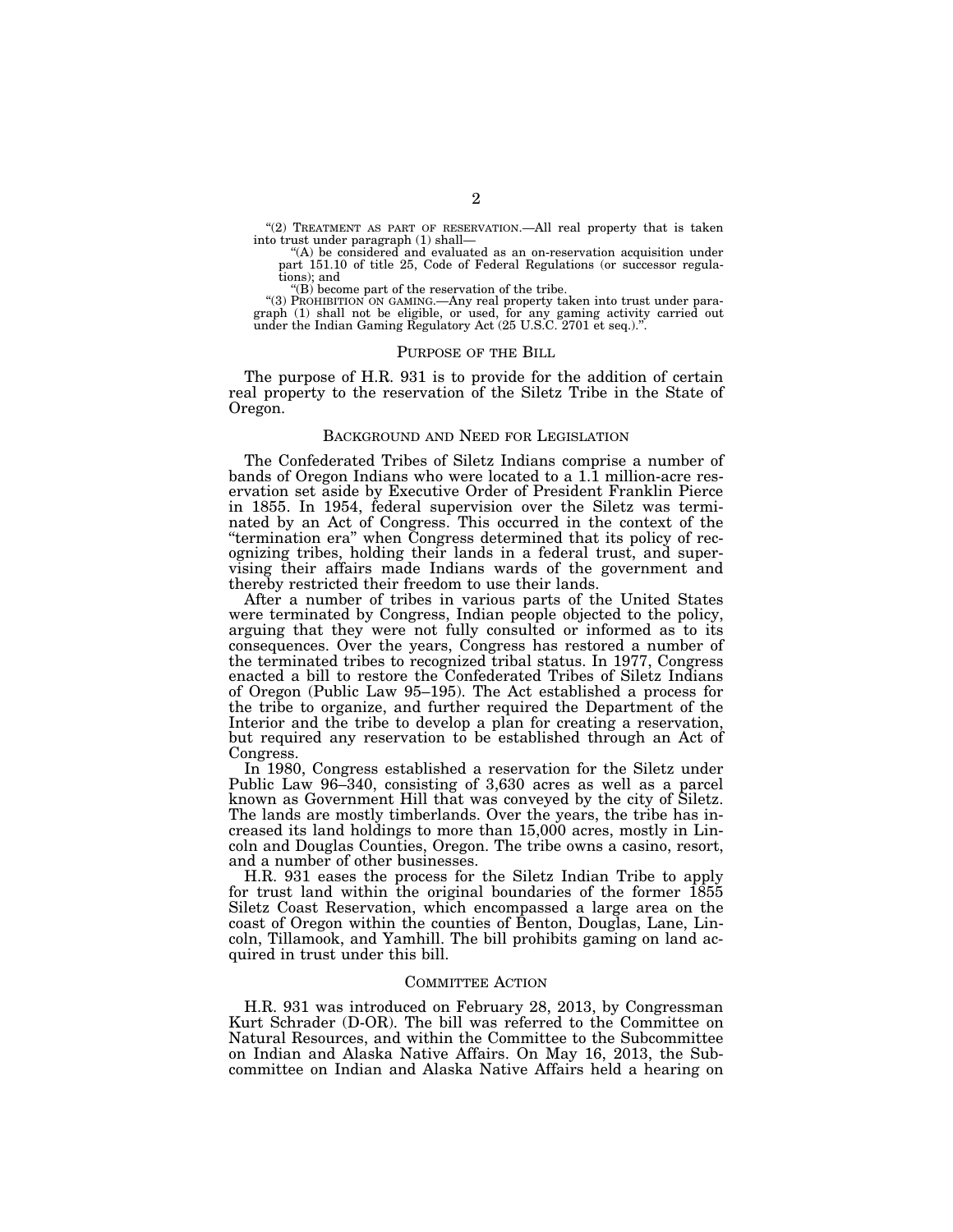"(2) TREATMENT AS PART OF RESERVATION.—All real property that is taken into trust under paragraph (1) shall—

"(A) be considered and evaluated as an on-reservation acquisition under part 151.10 of title 25, Code of Federal Regulations (or successor regulations); and

"(B) become part of the reservation of the tribe.

"(3) PROHIBITION ON GAMING.—Any real property taken into trust under paragraph (1) shall not be eligible, or used, for any gaming activity carried out under the Indian Gaming Regulatory Act (25 U.S.C. 2701 et seq.).".

## PURPOSE OF THE BILL

The purpose of H.R. 931 is to provide for the addition of certain real property to the reservation of the Siletz Tribe in the State of Oregon.

## BACKGROUND AND NEED FOR LEGISLATION

The Confederated Tribes of Siletz Indians comprise a number of bands of Oregon Indians who were located to a 1.1 million-acre reservation set aside by Executive Order of President Franklin Pierce in 1855. In 1954, federal supervision over the Siletz was terminated by an Act of Congress. This occurred in the context of the "termination era" when Congress determined that its policy of recognizing tribes, holding their lands in a federal trust, and supervising their affairs made Indians wards of the government and thereby restricted their freedom to use their lands.

After a number of tribes in various parts of the United States were terminated by Congress, Indian people objected to the policy, arguing that they were not fully consulted or informed as to its consequences. Over the years, Congress has restored a number of the terminated tribes to recognized tribal status. In 1977, Congress enacted a bill to restore the Confederated Tribes of Siletz Indians of Oregon (Public Law 95–195). The Act established a process for the tribe to organize, and further required the Department of the Interior and the tribe to develop a plan for creating a reservation, but required any reservation to be established through an Act of Congress.

In 1980, Congress established a reservation for the Siletz under Public Law 96–340, consisting of 3,630 acres as well as a parcel known as Government Hill that was conveyed by the city of Siletz. The lands are mostly timberlands. Over the years, the tribe has increased its land holdings to more than 15,000 acres, mostly in Lincoln and Douglas Counties, Oregon. The tribe owns a casino, resort, and a number of other businesses.

H.R. 931 eases the process for the Siletz Indian Tribe to apply for trust land within the original boundaries of the former 1855 Siletz Coast Reservation, which encompassed a large area on the coast of Oregon within the counties of Benton, Douglas, Lane, Lincoln, Tillamook, and Yamhill. The bill prohibits gaming on land acquired in trust under this bill.

## COMMITTEE ACTION

H.R. 931 was introduced on February 28, 2013, by Congressman Kurt Schrader (D-OR). The bill was referred to the Committee on Natural Resources, and within the Committee to the Subcommittee on Indian and Alaska Native Affairs. On May 16, 2013, the Subcommittee on Indian and Alaska Native Affairs held a hearing on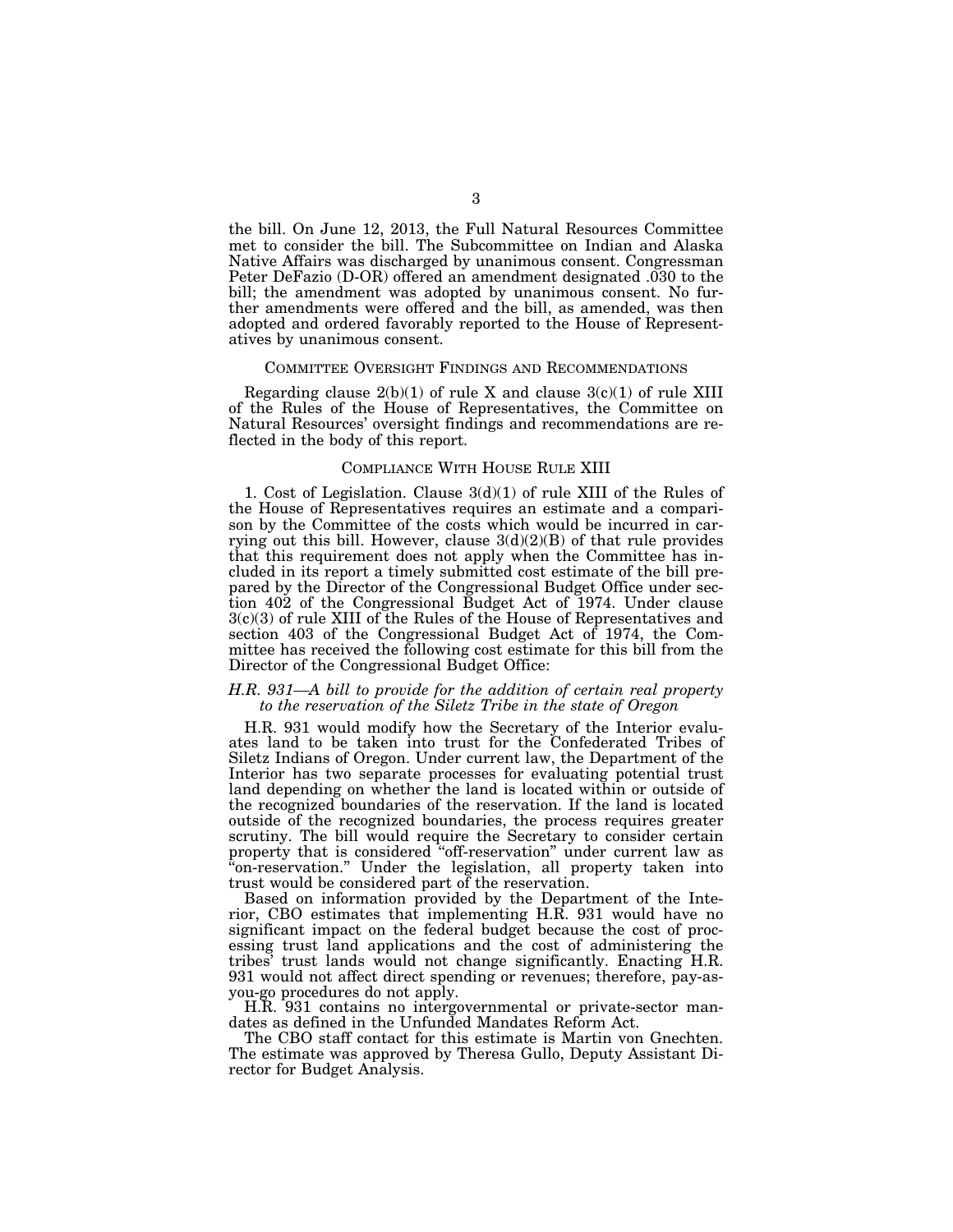the bill. On June 12, 2013, the Full Natural Resources Committee met to consider the bill. The Subcommittee on Indian and Alaska Native Affairs was discharged by unanimous consent. Congressman Peter DeFazio (D-OR) offered an amendment designated .030 to the bill; the amendment was adopted by unanimous consent. No further amendments were offered and the bill, as amended, was then adopted and ordered favorably reported to the House of Representatives by unanimous consent.

## COMMITTEE OVERSIGHT FINDINGS AND RECOMMENDATIONS

Regarding clause 2(b)(1) of rule X and clause 3(c)(1) of rule XIII of the Rules of the House of Representatives, the Committee on Natural Resources' oversight findings and recommendations are reflected in the body of this report.

## COMPLIANCE WITH HOUSE RULE XIII

1. Cost of Legislation. Clause 3(d)(1) of rule XIII of the Rules of the House of Representatives requires an estimate and a comparison by the Committee of the costs which would be incurred in carrying out this bill. However, clause 3(d)(2)(B) of that rule provides that this requirement does not apply when the Committee has included in its report a timely submitted cost estimate of the bill prepared by the Director of the Congressional Budget Office under section 402 of the Congressional Budget Act of 1974. Under clause 3(c)(3) of rule XIII of the Rules of the House of Representatives and section 403 of the Congressional Budget Act of 1974, the Committee has received the following cost estimate for this bill from the Director of the Congressional Budget Office:

### *H.R. 931—A bill to provide for the addition of certain real property to the reservation of the Siletz Tribe in the state of Oregon*

H.R. 931 would modify how the Secretary of the Interior evaluates land to be taken into trust for the Confederated Tribes of Siletz Indians of Oregon. Under current law, the Department of the Interior has two separate processes for evaluating potential trust land depending on whether the land is located within or outside of the recognized boundaries of the reservation. If the land is located outside of the recognized boundaries, the process requires greater scrutiny. The bill would require the Secretary to consider certain property that is considered "off-reservation" under current law as "on-reservation." Under the legislation, all property taken into trust would be considered part of the reservation.

Based on information provided by the Department of the Interior, CBO estimates that implementing H.R. 931 would have no significant impact on the federal budget because the cost of processing trust land applications and the cost of administering the tribes' trust lands would not change significantly. Enacting H.R. 931 would not affect direct spending or revenues; therefore, pay-as-you-go procedures do not apply.

H.R. 931 contains no intergovernmental or private-sector mandates as defined in the Unfunded Mandates Reform Act.

The CBO staff contact for this estimate is Martin von Gnechten. The estimate was approved by Theresa Gullo, Deputy Assistant Director for Budget Analysis.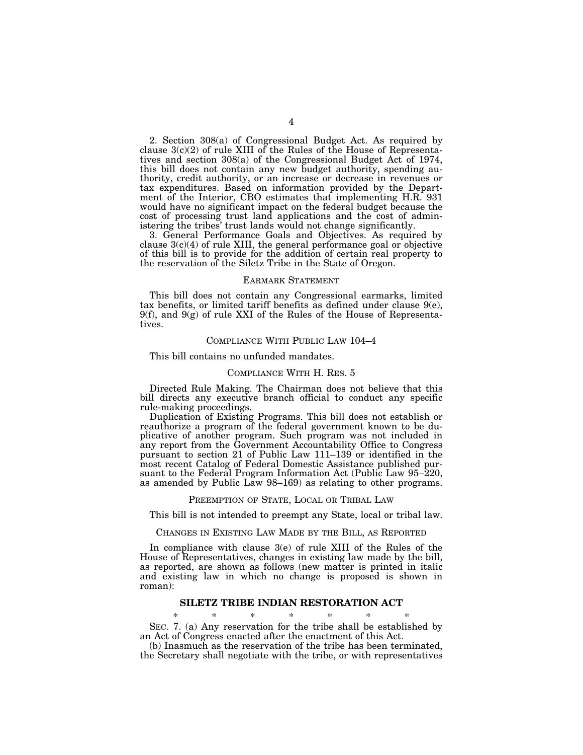2. Section 308(a) of Congressional Budget Act. As required by clause 3(c)(2) of rule XIII of the Rules of the House of Representatives and section 308(a) of the Congressional Budget Act of 1974, this bill does not contain any new budget authority, spending authority, credit authority, or an increase or decrease in revenues or tax expenditures. Based on information provided by the Department of the Interior, CBO estimates that implementing H.R. 931 would have no significant impact on the federal budget because the cost of processing trust land applications and the cost of administering the tribes' trust lands would not change significantly.

3. General Performance Goals and Objectives. As required by clause 3(c)(4) of rule XIII, the general performance goal or objective of this bill is to provide for the addition of certain real property to the reservation of the Siletz Tribe in the State of Oregon.

## EARMARK STATEMENT

This bill does not contain any Congressional earmarks, limited tax benefits, or limited tariff benefits as defined under clause 9(e), 9(f), and 9(g) of rule XXI of the Rules of the House of Representatives.

## COMPLIANCE WITH PUBLIC LAW 104–4

This bill contains no unfunded mandates.

## COMPLIANCE WITH H. RES. 5

Directed Rule Making. The Chairman does not believe that this bill directs any executive branch official to conduct any specific rule-making proceedings.

Duplication of Existing Programs. This bill does not establish or reauthorize a program of the federal government known to be duplicative of another program. Such program was not included in any report from the Government Accountability Office to Congress pursuant to section 21 of Public Law 111–139 or identified in the most recent Catalog of Federal Domestic Assistance published pursuant to the Federal Program Information Act (Public Law 95–220, as amended by Public Law 98–169) as relating to other programs.

## PREEMPTION OF STATE, LOCAL OR TRIBAL LAW

This bill is not intended to preempt any State, local or tribal law.

## CHANGES IN EXISTING LAW MADE BY THE BILL, AS REPORTED

In compliance with clause 3(e) of rule XIII of the Rules of the House of Representatives, changes in existing law made by the bill, as reported, are shown as follows (new matter is printed in italic and existing law in which no change is proposed is shown in roman):

### SILETZ TRIBE INDIAN RESTORATION ACT

\* \* \* \* \* \* \*

SEC. 7. (a) Any reservation for the tribe shall be established by an Act of Congress enacted after the enactment of this Act.

(b) Inasmuch as the reservation of the tribe has been terminated, the Secretary shall negotiate with the tribe, or with representatives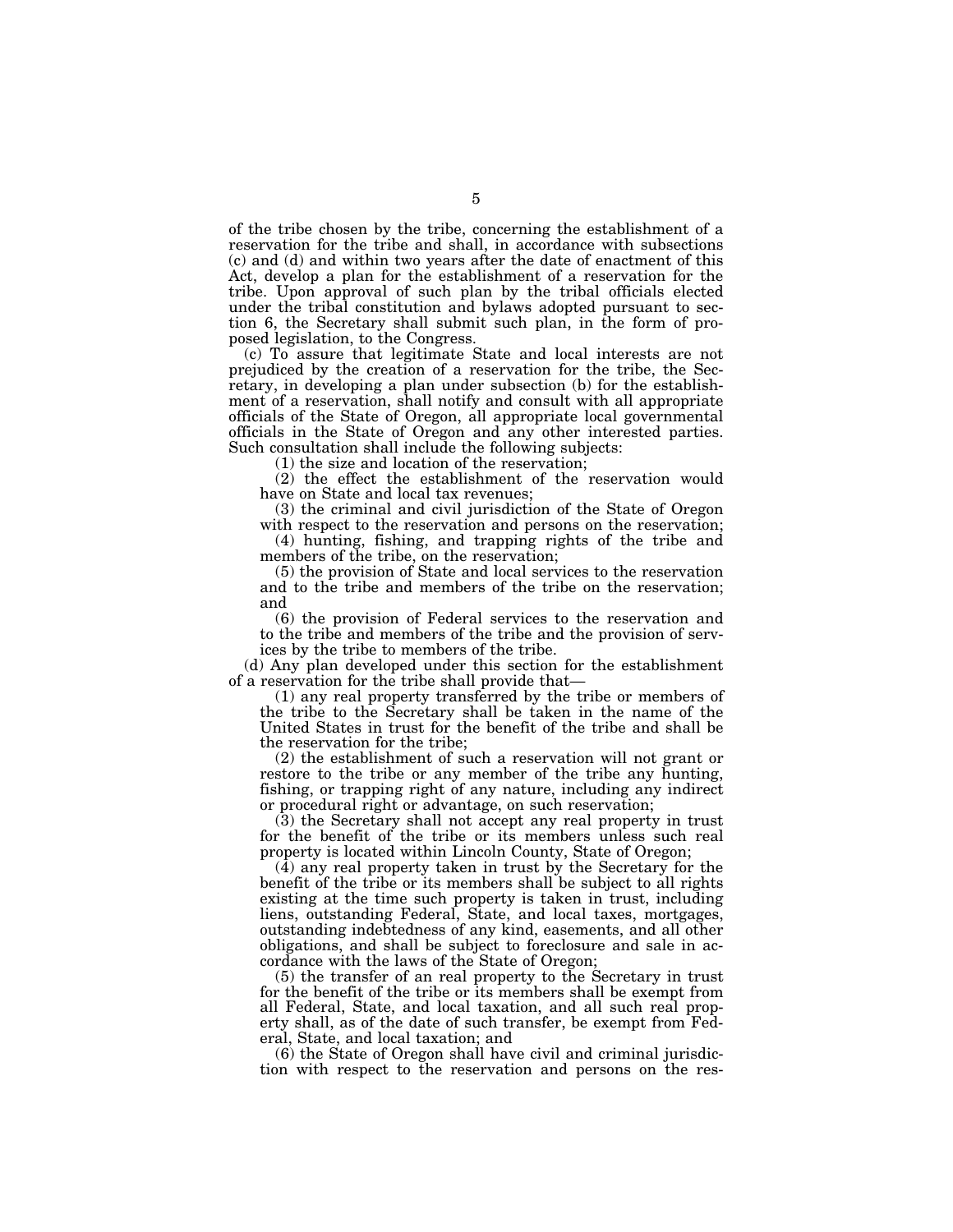of the tribe chosen by the tribe, concerning the establishment of a reservation for the tribe and shall, in accordance with subsections (c) and (d) and within two years after the date of enactment of this Act, develop a plan for the establishment of a reservation for the tribe. Upon approval of such plan by the tribal officials elected under the tribal constitution and bylaws adopted pursuant to section 6, the Secretary shall submit such plan, in the form of proposed legislation, to the Congress.

(c) To assure that legitimate State and local interests are not prejudiced by the creation of a reservation for the tribe, the Secretary, in developing a plan under subsection (b) for the establishment of a reservation, shall notify and consult with all appropriate officials of the State of Oregon, all appropriate local governmental officials in the State of Oregon and any other interested parties. Such consultation shall include the following subjects:

(1) the size and location of the reservation;

(2) the effect the establishment of the reservation would have on State and local tax revenues;

(3) the criminal and civil jurisdiction of the State of Oregon with respect to the reservation and persons on the reservation;

(4) hunting, fishing, and trapping rights of the tribe and members of the tribe, on the reservation;

(5) the provision of State and local services to the reservation and to the tribe and members of the tribe on the reservation; and

(6) the provision of Federal services to the reservation and to the tribe and members of the tribe and the provision of services by the tribe to members of the tribe.

(d) Any plan developed under this section for the establishment of a reservation for the tribe shall provide that—

(1) any real property transferred by the tribe or members of the tribe to the Secretary shall be taken in the name of the United States in trust for the benefit of the tribe and shall be the reservation for the tribe;

(2) the establishment of such a reservation will not grant or restore to the tribe or any member of the tribe any hunting, fishing, or trapping right of any nature, including any indirect or procedural right or advantage, on such reservation;

(3) the Secretary shall not accept any real property in trust for the benefit of the tribe or its members unless such real property is located within Lincoln County, State of Oregon;

(4) any real property taken in trust by the Secretary for the benefit of the tribe or its members shall be subject to all rights existing at the time such property is taken in trust, including liens, outstanding Federal, State, and local taxes, mortgages, outstanding indebtedness of any kind, easements, and all other obligations, and shall be subject to foreclosure and sale in accordance with the laws of the State of Oregon;

(5) the transfer of an real property to the Secretary in trust for the benefit of the tribe or its members shall be exempt from all Federal, State, and local taxation, and all such real property shall, as of the date of such transfer, be exempt from Federal, State, and local taxation; and

(6) the State of Oregon shall have civil and criminal jurisdiction with respect to the reservation and persons on the res-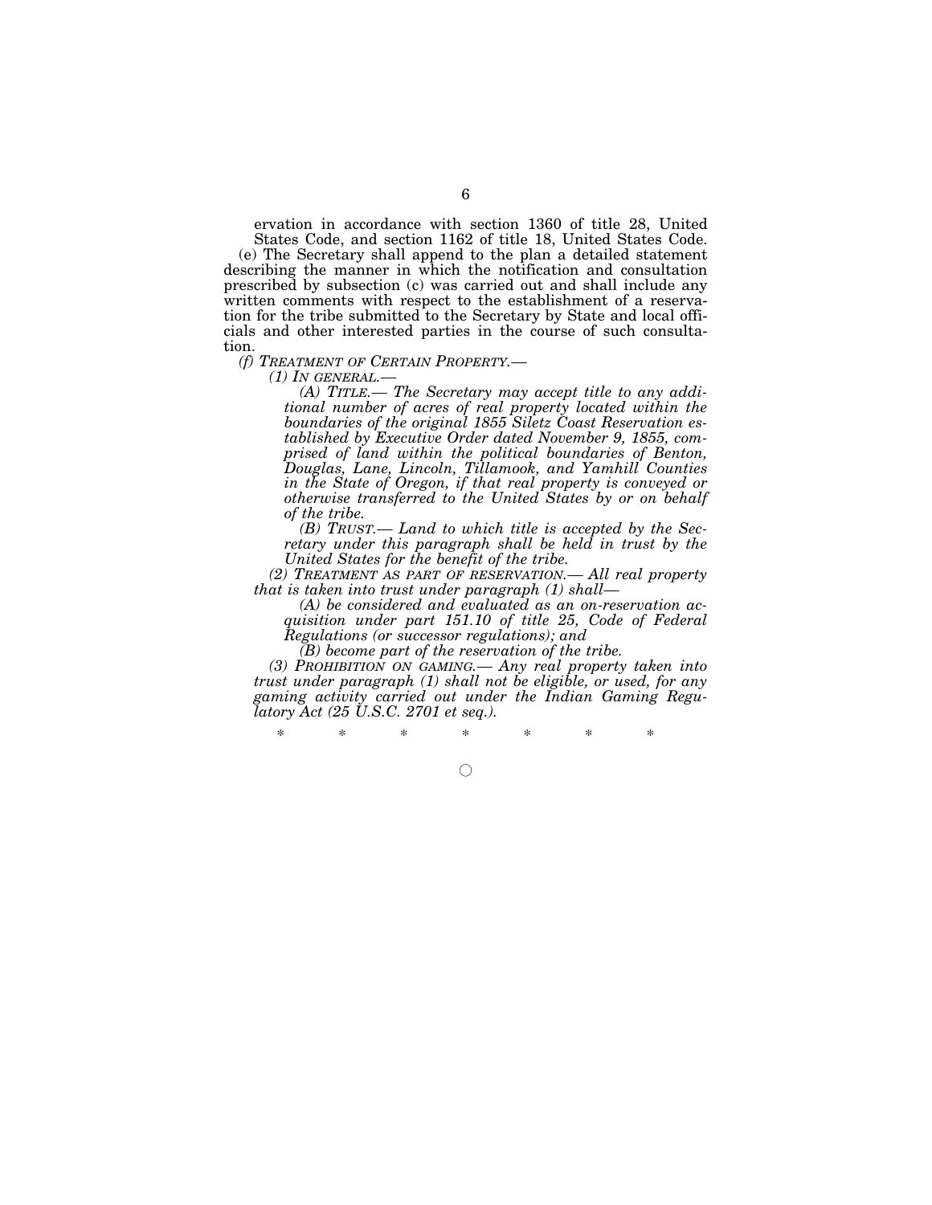ervation in accordance with section 1360 of title 28, United States Code, and section 1162 of title 18, United States Code.

(e) The Secretary shall append to the plan a detailed statement describing the manner in which the notification and consultation prescribed by subsection (c) was carried out and shall include any written comments with respect to the establishment of a reservation for the tribe submitted to the Secretary by State and local officials and other interested parties in the course of such consultation.

*(f) TREATMENT OF CERTAIN PROPERTY.—*

*(1) IN GENERAL.—*

*(A) TITLE.— The Secretary may accept title to any additional number of acres of real property located within the boundaries of the original 1855 Siletz Coast Reservation established by Executive Order dated November 9, 1855, comprised of land within the political boundaries of Benton, Douglas, Lane, Lincoln, Tillamook, and Yamhill Counties in the State of Oregon, if that real property is conveyed or otherwise transferred to the United States by or on behalf of the tribe.*

*(B) TRUST.— Land to which title is accepted by the Secretary under this paragraph shall be held in trust by the United States for the benefit of the tribe.*

*(2) TREATMENT AS PART OF RESERVATION.— All real property that is taken into trust under paragraph (1) shall—*

*(A) be considered and evaluated as an on-reservation acquisition under part 151.10 of title 25, Code of Federal Regulations (or successor regulations); and*

*(B) become part of the reservation of the tribe.*

*(3) PROHIBITION ON GAMING.— Any real property taken into trust under paragraph (1) shall not be eligible, or used, for any gaming activity carried out under the Indian Gaming Regulatory Act (25 U.S.C. 2701 et seq.).*

\* \* \* \* \* \* \*